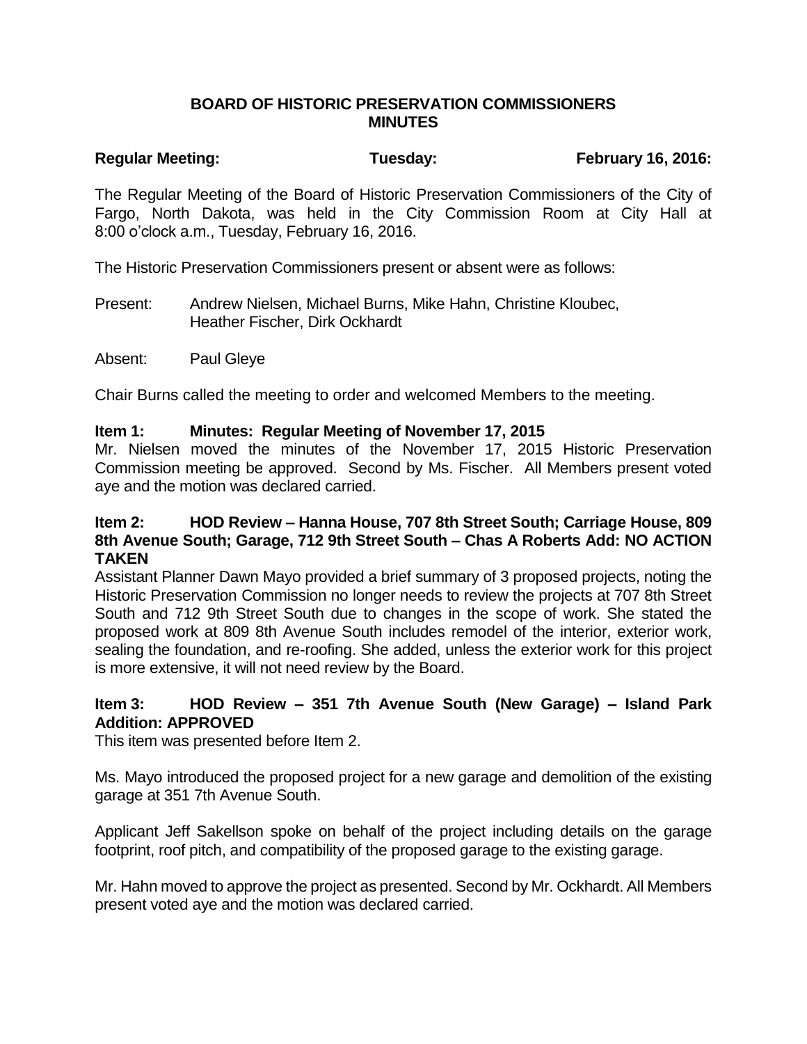# BOARD OF HISTORIC PRESERVATION COMMISSIONERS MINUTES

**Regular Meeting:** **Tuesday:** **February 16, 2016:**

The Regular Meeting of the Board of Historic Preservation Commissioners of the City of Fargo, North Dakota, was held in the City Commission Room at City Hall at 8:00 o'clock a.m., Tuesday, February 16, 2016.

The Historic Preservation Commissioners present or absent were as follows:

Present: Andrew Nielsen, Michael Burns, Mike Hahn, Christine Kloubec, Heather Fischer, Dirk Ockhardt

Absent: Paul Gleye

Chair Burns called the meeting to order and welcomed Members to the meeting.

**Item 1: Minutes: Regular Meeting of November 17, 2015**

Mr. Nielsen moved the minutes of the November 17, 2015 Historic Preservation Commission meeting be approved. Second by Ms. Fischer. All Members present voted aye and the motion was declared carried.

**Item 2: HOD Review – Hanna House, 707 8th Street South; Carriage House, 809 8th Avenue South; Garage, 712 9th Street South – Chas A Roberts Add: NO ACTION TAKEN**

Assistant Planner Dawn Mayo provided a brief summary of 3 proposed projects, noting the Historic Preservation Commission no longer needs to review the projects at 707 8th Street South and 712 9th Street South due to changes in the scope of work. She stated the proposed work at 809 8th Avenue South includes remodel of the interior, exterior work, sealing the foundation, and re-roofing. She added, unless the exterior work for this project is more extensive, it will not need review by the Board.

**Item 3: HOD Review – 351 7th Avenue South (New Garage) – Island Park Addition: APPROVED**

This item was presented before Item 2.

Ms. Mayo introduced the proposed project for a new garage and demolition of the existing garage at 351 7th Avenue South.

Applicant Jeff Sakellson spoke on behalf of the project including details on the garage footprint, roof pitch, and compatibility of the proposed garage to the existing garage.

Mr. Hahn moved to approve the project as presented. Second by Mr. Ockhardt. All Members present voted aye and the motion was declared carried.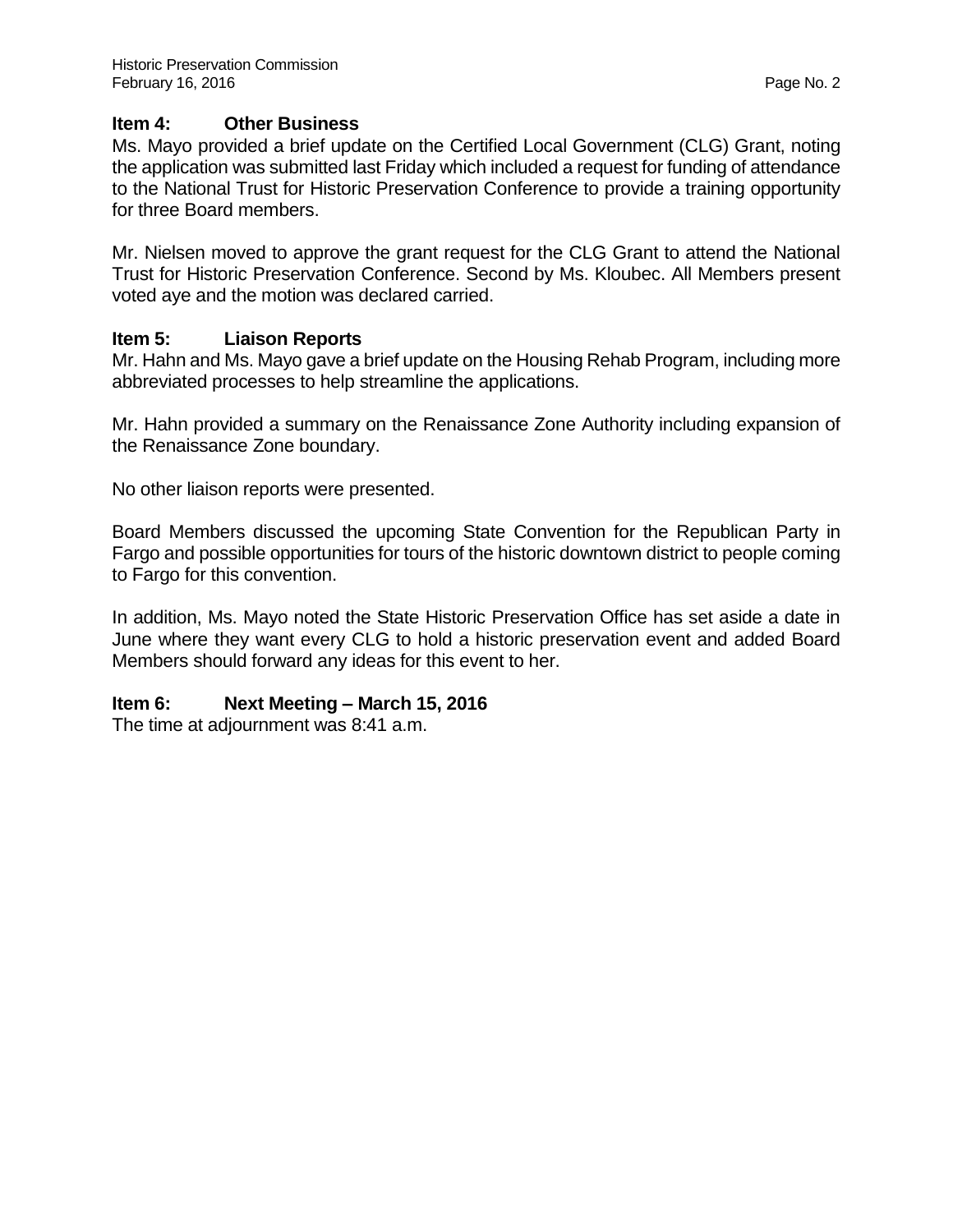**Item 4: Other Business**

Ms. Mayo provided a brief update on the Certified Local Government (CLG) Grant, noting the application was submitted last Friday which included a request for funding of attendance to the National Trust for Historic Preservation Conference to provide a training opportunity for three Board members.

Mr. Nielsen moved to approve the grant request for the CLG Grant to attend the National Trust for Historic Preservation Conference. Second by Ms. Kloubec. All Members present voted aye and the motion was declared carried.

**Item 5: Liaison Reports**

Mr. Hahn and Ms. Mayo gave a brief update on the Housing Rehab Program, including more abbreviated processes to help streamline the applications.

Mr. Hahn provided a summary on the Renaissance Zone Authority including expansion of the Renaissance Zone boundary.

No other liaison reports were presented.

Board Members discussed the upcoming State Convention for the Republican Party in Fargo and possible opportunities for tours of the historic downtown district to people coming to Fargo for this convention.

In addition, Ms. Mayo noted the State Historic Preservation Office has set aside a date in June where they want every CLG to hold a historic preservation event and added Board Members should forward any ideas for this event to her.

**Item 6: Next Meeting – March 15, 2016**

The time at adjournment was 8:41 a.m.